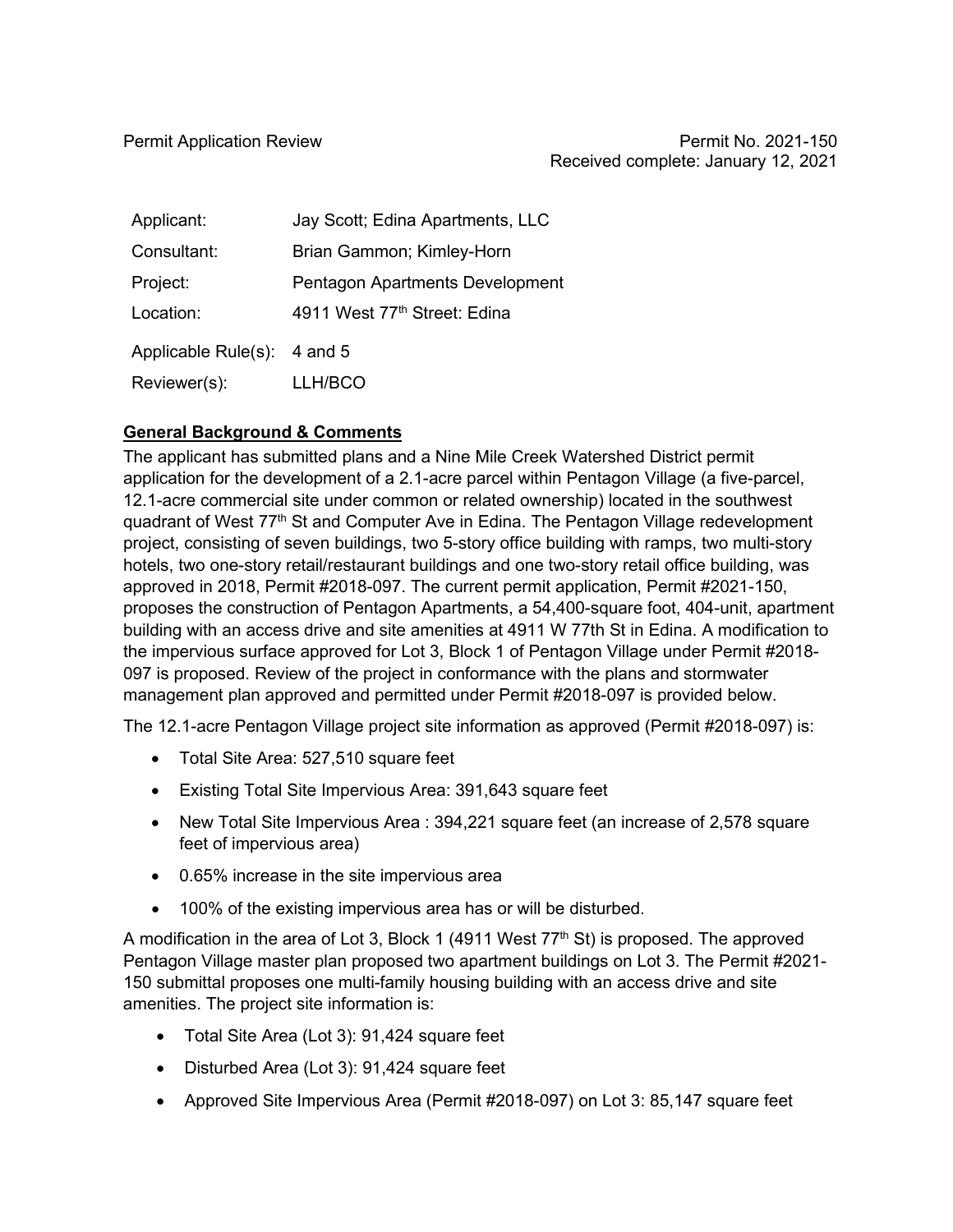Permit Application Review

Permit No. 2021-150
Received complete: January 12, 2021

| | |
|---|---|
| Applicant: | Jay Scott; Edina Apartments, LLC |
| Consultant: | Brian Gammon; Kimley-Horn |
| Project: | Pentagon Apartments Development |
| Location: | 4911 West 77th Street: Edina |
| Applicable Rule(s): | 4 and 5 |
| Reviewer(s): | LLH/BCO |

## General Background & Comments

The applicant has submitted plans and a Nine Mile Creek Watershed District permit application for the development of a 2.1-acre parcel within Pentagon Village (a five-parcel, 12.1-acre commercial site under common or related ownership) located in the southwest quadrant of West 77th St and Computer Ave in Edina. The Pentagon Village redevelopment project, consisting of seven buildings, two 5-story office building with ramps, two multi-story hotels, two one-story retail/restaurant buildings and one two-story retail office building, was approved in 2018, Permit #2018-097. The current permit application, Permit #2021-150, proposes the construction of Pentagon Apartments, a 54,400-square foot, 404-unit, apartment building with an access drive and site amenities at 4911 W 77th St in Edina. A modification to the impervious surface approved for Lot 3, Block 1 of Pentagon Village under Permit #2018-097 is proposed. Review of the project in conformance with the plans and stormwater management plan approved and permitted under Permit #2018-097 is provided below.

The 12.1-acre Pentagon Village project site information as approved (Permit #2018-097) is:

- Total Site Area: 527,510 square feet
- Existing Total Site Impervious Area: 391,643 square feet
- New Total Site Impervious Area : 394,221 square feet (an increase of 2,578 square feet of impervious area)
- 0.65% increase in the site impervious area
- 100% of the existing impervious area has or will be disturbed.

A modification in the area of Lot 3, Block 1 (4911 West 77th St) is proposed. The approved Pentagon Village master plan proposed two apartment buildings on Lot 3. The Permit #2021-150 submittal proposes one multi-family housing building with an access drive and site amenities. The project site information is:

- Total Site Area (Lot 3): 91,424 square feet
- Disturbed Area (Lot 3): 91,424 square feet
- Approved Site Impervious Area (Permit #2018-097) on Lot 3: 85,147 square feet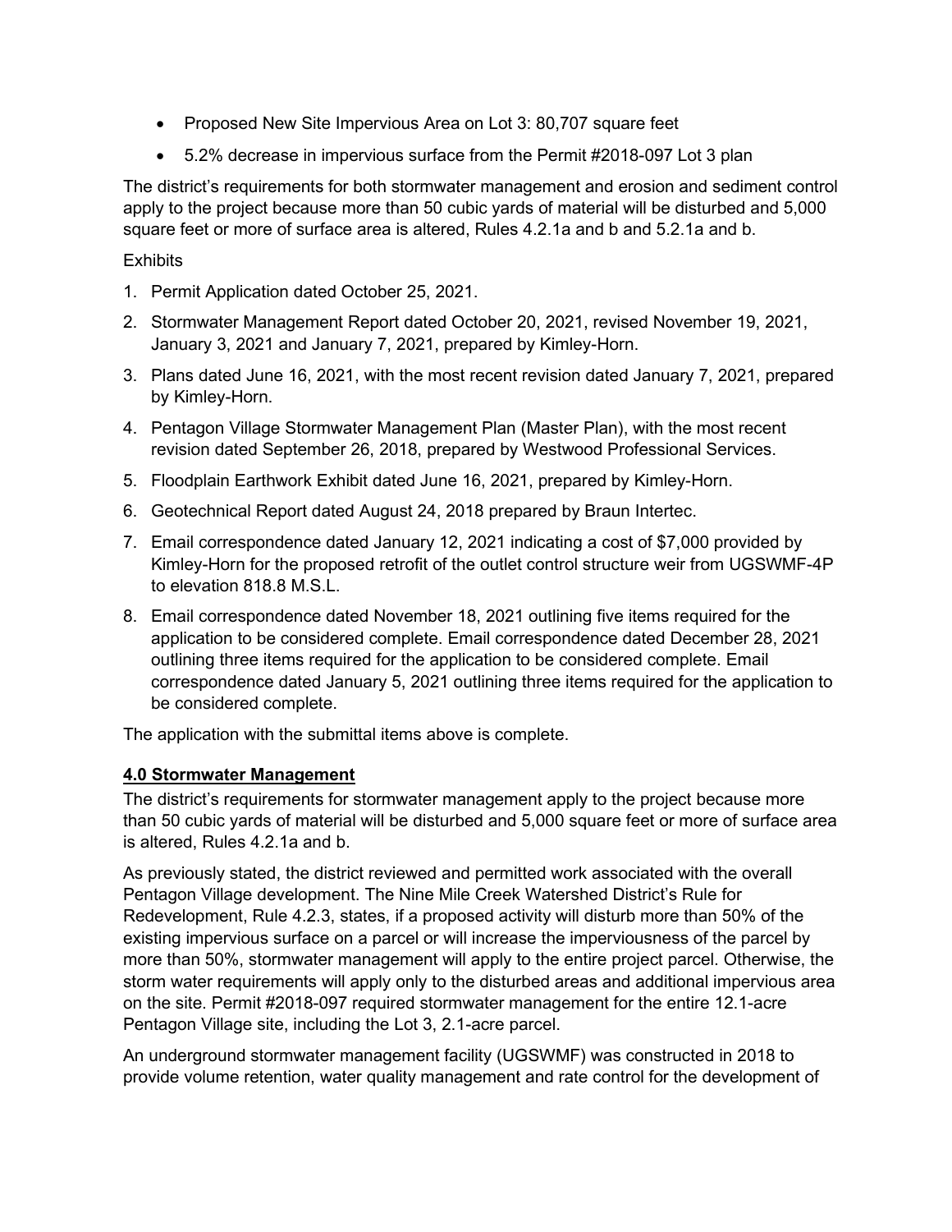- Proposed New Site Impervious Area on Lot 3: 80,707 square feet
- 5.2% decrease in impervious surface from the Permit #2018-097 Lot 3 plan

The district's requirements for both stormwater management and erosion and sediment control apply to the project because more than 50 cubic yards of material will be disturbed and 5,000 square feet or more of surface area is altered, Rules 4.2.1a and b and 5.2.1a and b.

Exhibits

1. Permit Application dated October 25, 2021.
2. Stormwater Management Report dated October 20, 2021, revised November 19, 2021, January 3, 2021 and January 7, 2021, prepared by Kimley-Horn.
3. Plans dated June 16, 2021, with the most recent revision dated January 7, 2021, prepared by Kimley-Horn.
4. Pentagon Village Stormwater Management Plan (Master Plan), with the most recent revision dated September 26, 2018, prepared by Westwood Professional Services.
5. Floodplain Earthwork Exhibit dated June 16, 2021, prepared by Kimley-Horn.
6. Geotechnical Report dated August 24, 2018 prepared by Braun Intertec.
7. Email correspondence dated January 12, 2021 indicating a cost of $7,000 provided by Kimley-Horn for the proposed retrofit of the outlet control structure weir from UGSWMF-4P to elevation 818.8 M.S.L.
8. Email correspondence dated November 18, 2021 outlining five items required for the application to be considered complete. Email correspondence dated December 28, 2021 outlining three items required for the application to be considered complete. Email correspondence dated January 5, 2021 outlining three items required for the application to be considered complete.

The application with the submittal items above is complete.

## 4.0 Stormwater Management

The district's requirements for stormwater management apply to the project because more than 50 cubic yards of material will be disturbed and 5,000 square feet or more of surface area is altered, Rules 4.2.1a and b.

As previously stated, the district reviewed and permitted work associated with the overall Pentagon Village development. The Nine Mile Creek Watershed District's Rule for Redevelopment, Rule 4.2.3, states, if a proposed activity will disturb more than 50% of the existing impervious surface on a parcel or will increase the imperviousness of the parcel by more than 50%, stormwater management will apply to the entire project parcel. Otherwise, the storm water requirements will apply only to the disturbed areas and additional impervious area on the site. Permit #2018-097 required stormwater management for the entire 12.1-acre Pentagon Village site, including the Lot 3, 2.1-acre parcel.

An underground stormwater management facility (UGSWMF) was constructed in 2018 to provide volume retention, water quality management and rate control for the development of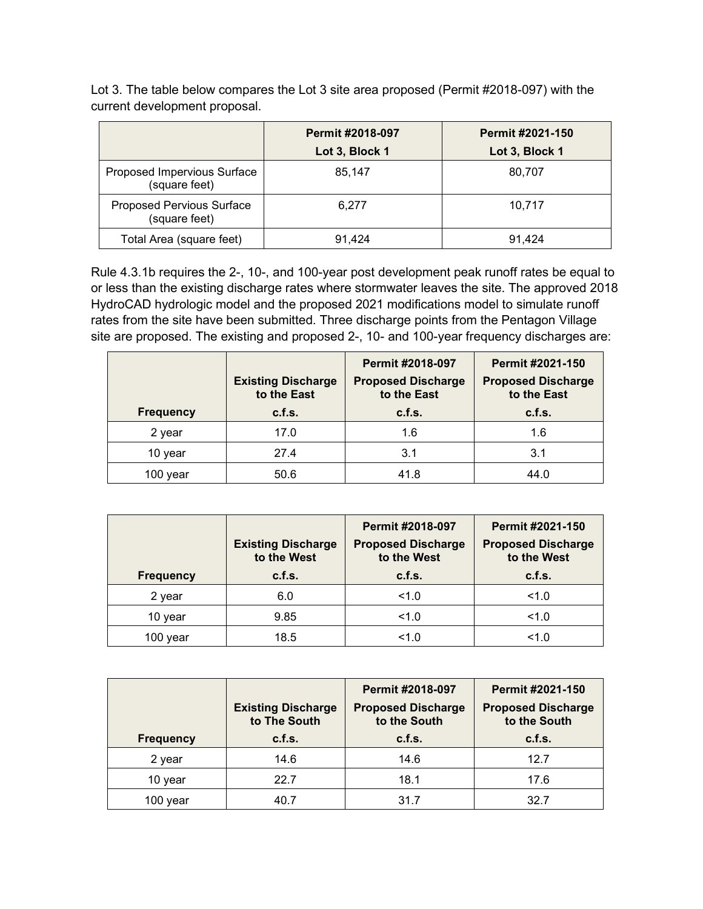Lot 3. The table below compares the Lot 3 site area proposed (Permit #2018-097) with the current development proposal.

| | Permit #2018-097 Lot 3, Block 1 | Permit #2021-150 Lot 3, Block 1 |
|---|---|---|
| Proposed Impervious Surface (square feet) | 85,147 | 80,707 |
| Proposed Pervious Surface (square feet) | 6,277 | 10,717 |
| Total Area (square feet) | 91,424 | 91,424 |

Rule 4.3.1b requires the 2-, 10-, and 100-year post development peak runoff rates be equal to or less than the existing discharge rates where stormwater leaves the site. The approved 2018 HydroCAD hydrologic model and the proposed 2021 modifications model to simulate runoff rates from the site have been submitted. Three discharge points from the Pentagon Village site are proposed. The existing and proposed 2-, 10- and 100-year frequency discharges are:

| Frequency | Existing Discharge to the East c.f.s. | Permit #2018-097 Proposed Discharge to the East c.f.s. | Permit #2021-150 Proposed Discharge to the East c.f.s. |
|---|---|---|---|
| 2 year | 17.0 | 1.6 | 1.6 |
| 10 year | 27.4 | 3.1 | 3.1 |
| 100 year | 50.6 | 41.8 | 44.0 |

| Frequency | Existing Discharge to the West c.f.s. | Permit #2018-097 Proposed Discharge to the West c.f.s. | Permit #2021-150 Proposed Discharge to the West c.f.s. |
|---|---|---|---|
| 2 year | 6.0 | <1.0 | <1.0 |
| 10 year | 9.85 | <1.0 | <1.0 |
| 100 year | 18.5 | <1.0 | <1.0 |

| Frequency | Existing Discharge to The South c.f.s. | Permit #2018-097 Proposed Discharge to the South c.f.s. | Permit #2021-150 Proposed Discharge to the South c.f.s. |
|---|---|---|---|
| 2 year | 14.6 | 14.6 | 12.7 |
| 10 year | 22.7 | 18.1 | 17.6 |
| 100 year | 40.7 | 31.7 | 32.7 |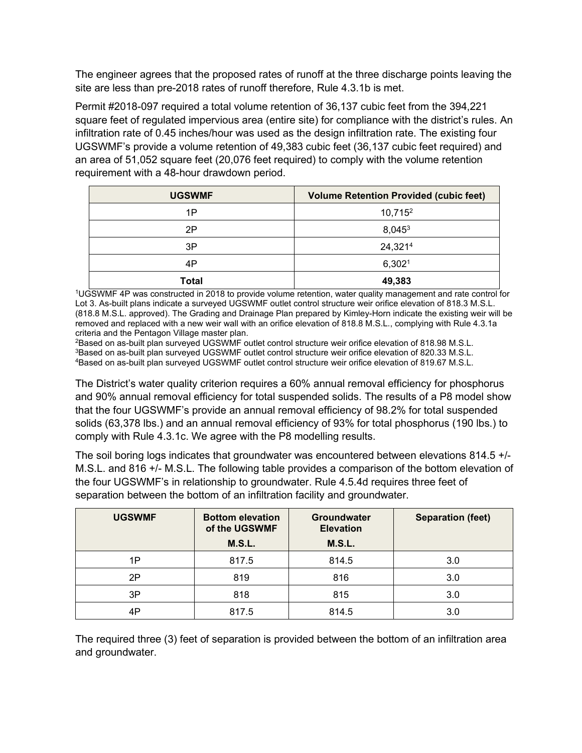The engineer agrees that the proposed rates of runoff at the three discharge points leaving the site are less than pre-2018 rates of runoff therefore, Rule 4.3.1b is met.

Permit #2018-097 required a total volume retention of 36,137 cubic feet from the 394,221 square feet of regulated impervious area (entire site) for compliance with the district's rules. An infiltration rate of 0.45 inches/hour was used as the design infiltration rate. The existing four UGSWMF's provide a volume retention of 49,383 cubic feet (36,137 cubic feet required) and an area of 51,052 square feet (20,076 feet required) to comply with the volume retention requirement with a 48-hour drawdown period.

| UGSWMF | Volume Retention Provided (cubic feet) |
|---|---|
| 1P | 10,715[2] |
| 2P | 8,045[3] |
| 3P | 24,321[4] |
| 4P | 6,302[1] |
| **Total** | **49,383** |

[1]UGSWMF 4P was constructed in 2018 to provide volume retention, water quality management and rate control for Lot 3. As-built plans indicate a surveyed UGSWMF outlet control structure weir orifice elevation of 818.3 M.S.L. (818.8 M.S.L. approved). The Grading and Drainage Plan prepared by Kimley-Horn indicate the existing weir will be removed and replaced with a new weir wall with an orifice elevation of 818.8 M.S.L., complying with Rule 4.3.1a criteria and the Pentagon Village master plan.
[2]Based on as-built plan surveyed UGSWMF outlet control structure weir orifice elevation of 818.98 M.S.L.
[3]Based on as-built plan surveyed UGSWMF outlet control structure weir orifice elevation of 820.33 M.S.L.
[4]Based on as-built plan surveyed UGSWMF outlet control structure weir orifice elevation of 819.67 M.S.L.

The District's water quality criterion requires a 60% annual removal efficiency for phosphorus and 90% annual removal efficiency for total suspended solids. The results of a P8 model show that the four UGSWMF's provide an annual removal efficiency of 98.2% for total suspended solids (63,378 lbs.) and an annual removal efficiency of 93% for total phosphorus (190 lbs.) to comply with Rule 4.3.1c. We agree with the P8 modelling results.

The soil boring logs indicates that groundwater was encountered between elevations 814.5 +/- M.S.L. and 816 +/- M.S.L. The following table provides a comparison of the bottom elevation of the four UGSWMF's in relationship to groundwater. Rule 4.5.4d requires three feet of separation between the bottom of an infiltration facility and groundwater.

| UGSWMF | Bottom elevation of the UGSWMF M.S.L. | Groundwater Elevation M.S.L. | Separation (feet) |
|---|---|---|---|
| 1P | 817.5 | 814.5 | 3.0 |
| 2P | 819 | 816 | 3.0 |
| 3P | 818 | 815 | 3.0 |
| 4P | 817.5 | 814.5 | 3.0 |

The required three (3) feet of separation is provided between the bottom of an infiltration area and groundwater.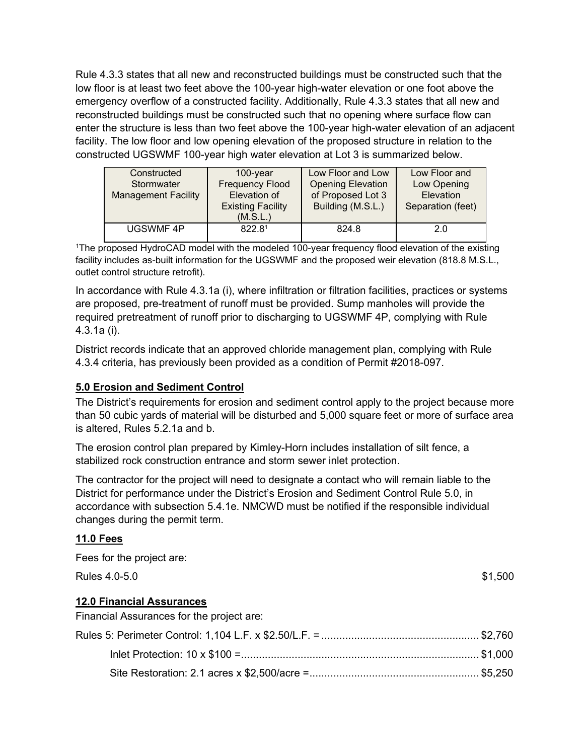Rule 4.3.3 states that all new and reconstructed buildings must be constructed such that the low floor is at least two feet above the 100-year high-water elevation or one foot above the emergency overflow of a constructed facility. Additionally, Rule 4.3.3 states that all new and reconstructed buildings must be constructed such that no opening where surface flow can enter the structure is less than two feet above the 100-year high-water elevation of an adjacent facility. The low floor and low opening elevation of the proposed structure in relation to the constructed UGSWMF 100-year high water elevation at Lot 3 is summarized below.

| Constructed Stormwater Management Facility | 100-year Frequency Flood Elevation of Existing Facility (M.S.L.) | Low Floor and Low Opening Elevation of Proposed Lot 3 Building (M.S.L.) | Low Floor and Low Opening Elevation Separation (feet) |
|---|---|---|---|
| UGSWMF 4P | 822.8[1] | 824.8 | 2.0 |

[1]The proposed HydroCAD model with the modeled 100-year frequency flood elevation of the existing facility includes as-built information for the UGSWMF and the proposed weir elevation (818.8 M.S.L., outlet control structure retrofit).

In accordance with Rule 4.3.1a (i), where infiltration or filtration facilities, practices or systems are proposed, pre-treatment of runoff must be provided. Sump manholes will provide the required pretreatment of runoff prior to discharging to UGSWMF 4P, complying with Rule 4.3.1a (i).

District records indicate that an approved chloride management plan, complying with Rule 4.3.4 criteria, has previously been provided as a condition of Permit #2018-097.

## 5.0 Erosion and Sediment Control

The District's requirements for erosion and sediment control apply to the project because more than 50 cubic yards of material will be disturbed and 5,000 square feet or more of surface area is altered, Rules 5.2.1a and b.

The erosion control plan prepared by Kimley-Horn includes installation of silt fence, a stabilized rock construction entrance and storm sewer inlet protection.

The contractor for the project will need to designate a contact who will remain liable to the District for performance under the District's Erosion and Sediment Control Rule 5.0, in accordance with subsection 5.4.1e. NMCWD must be notified if the responsible individual changes during the permit term.

## 11.0 Fees

Fees for the project are:

Rules 4.0-5.0 $1,500

## 12.0 Financial Assurances

Financial Assurances for the project are:

Rules 5: Perimeter Control: 1,104 L.F. x $2.50/L.F. = .................................................... $2,760

Inlet Protection: 10 x $100 =............................................................................... $1,000

Site Restoration: 2.1 acres x $2,500/acre =........................................................ $5,250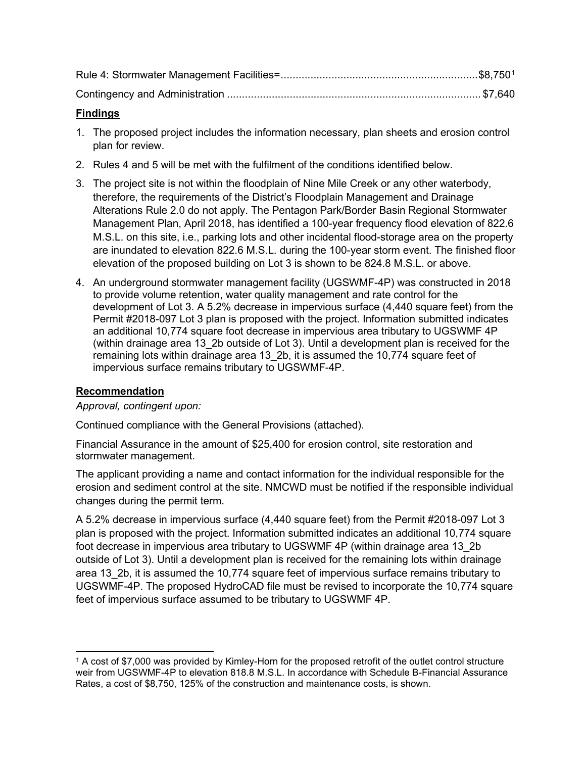Rule 4: Stormwater Management Facilities=..................................................................$8,750[1]

Contingency and Administration ..................................................................................... $7,640

**Findings**

1. The proposed project includes the information necessary, plan sheets and erosion control plan for review.
2. Rules 4 and 5 will be met with the fulfilment of the conditions identified below.
3. The project site is not within the floodplain of Nine Mile Creek or any other waterbody, therefore, the requirements of the District's Floodplain Management and Drainage Alterations Rule 2.0 do not apply. The Pentagon Park/Border Basin Regional Stormwater Management Plan, April 2018, has identified a 100-year frequency flood elevation of 822.6 M.S.L. on this site, i.e., parking lots and other incidental flood-storage area on the property are inundated to elevation 822.6 M.S.L. during the 100-year storm event. The finished floor elevation of the proposed building on Lot 3 is shown to be 824.8 M.S.L. or above.
4. An underground stormwater management facility (UGSWMF-4P) was constructed in 2018 to provide volume retention, water quality management and rate control for the development of Lot 3. A 5.2% decrease in impervious surface (4,440 square feet) from the Permit #2018-097 Lot 3 plan is proposed with the project. Information submitted indicates an additional 10,774 square foot decrease in impervious area tributary to UGSWMF 4P (within drainage area 13_2b outside of Lot 3). Until a development plan is received for the remaining lots within drainage area 13_2b, it is assumed the 10,774 square feet of impervious surface remains tributary to UGSWMF-4P.

**Recommendation**

*Approval, contingent upon:*

Continued compliance with the General Provisions (attached).

Financial Assurance in the amount of $25,400 for erosion control, site restoration and stormwater management.

The applicant providing a name and contact information for the individual responsible for the erosion and sediment control at the site. NMCWD must be notified if the responsible individual changes during the permit term.

A 5.2% decrease in impervious surface (4,440 square feet) from the Permit #2018-097 Lot 3 plan is proposed with the project. Information submitted indicates an additional 10,774 square foot decrease in impervious area tributary to UGSWMF 4P (within drainage area 13_2b outside of Lot 3). Until a development plan is received for the remaining lots within drainage area 13_2b, it is assumed the 10,774 square feet of impervious surface remains tributary to UGSWMF-4P. The proposed HydroCAD file must be revised to incorporate the 10,774 square feet of impervious surface assumed to be tributary to UGSWMF 4P.

---

[1] A cost of $7,000 was provided by Kimley-Horn for the proposed retrofit of the outlet control structure weir from UGSWMF-4P to elevation 818.8 M.S.L. In accordance with Schedule B-Financial Assurance Rates, a cost of $8,750, 125% of the construction and maintenance costs, is shown.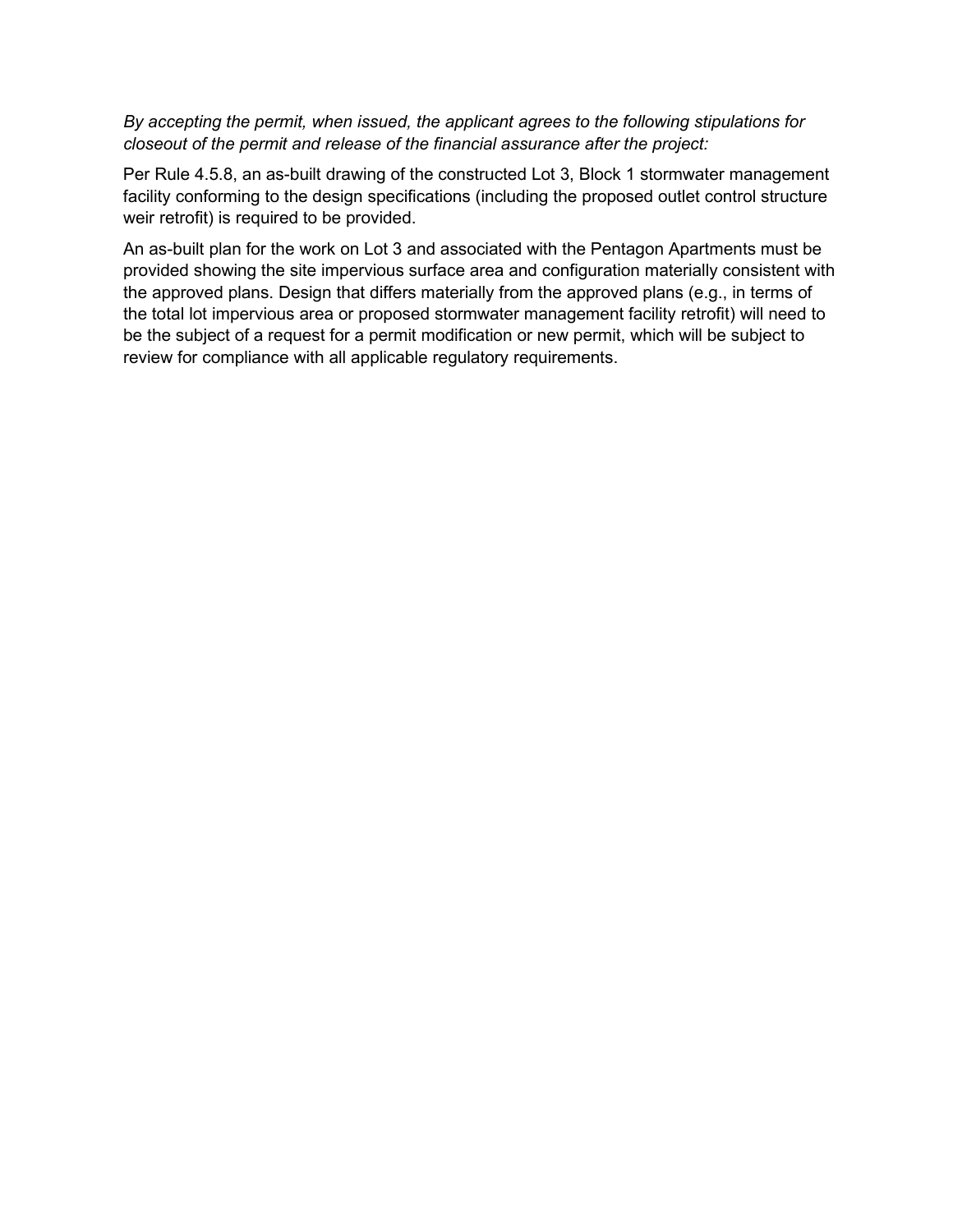*By accepting the permit, when issued, the applicant agrees to the following stipulations for closeout of the permit and release of the financial assurance after the project:*

Per Rule 4.5.8, an as-built drawing of the constructed Lot 3, Block 1 stormwater management facility conforming to the design specifications (including the proposed outlet control structure weir retrofit) is required to be provided.

An as-built plan for the work on Lot 3 and associated with the Pentagon Apartments must be provided showing the site impervious surface area and configuration materially consistent with the approved plans. Design that differs materially from the approved plans (e.g., in terms of the total lot impervious area or proposed stormwater management facility retrofit) will need to be the subject of a request for a permit modification or new permit, which will be subject to review for compliance with all applicable regulatory requirements.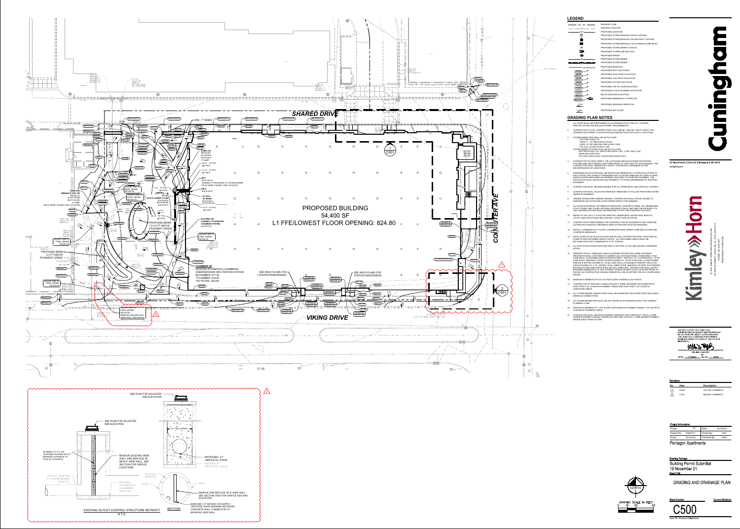# LEGEND

- PROPERTY LINE
- EXISTING CONTOUR
- PROPOSED CONTOUR
- PROPOSED STORM MANHOLE (SOLID CASTING)
- PROPOSED STORM MANHOLE (ROUND INLET CASTING)
- PROPOSED STORM MANHOLE/ CATCH BASIN (CURB INLET)
- PROPOSED STORM SEWER CLEANOUT
- PROPOSED FLARED END SECTION
- PROPOSED RIPRAP
- PROPOSED STORM SEWER
- PROPOSED STORM SEWER
- PROPOSED DRAINTILE
- PROPOSED SPOT ELEVATION
- PROPOSED HIGH POINT ELEVATION
- PROPOSED LOW POINT ELEVATION
- PROPOSED GUTTER ELEVATION
- PROPOSED TOP OF CURB ELEVATION
- PROPOSED FLUSH PAVEMENT ELEVATION
- MATCH EXISTING ELEVATION
- PROPOSED EMERGENCY OVERFLOW
- PROPOSED DRAINAGE DIRECTION
- PROPOSED ADA SLOPE

# GRADING PLAN NOTES

1. ALL WORK SHALL BE PERFORMED IN ACCORDANCE WITH THE CITY OF EDINA SPECIFICATIONS AND BUILDING PERMIT REQUIREMENTS.
2. CONTRACTOR TO CALL GOPHER STATE CALL ONE @ 1-800-252-1166 AT LEAST TWO WORKING DAYS PRIOR TO EXCAVATION/CONSTRUCTION FOR UTILITY LOCATIONS.
3. STORM SEWER PIPE SHALL BE AS FOLLOWS:
   - RCP PER ASTM C-76
   - HDPE: 6" - 10" PER AASHTO M-252
   - HDPE: 12" OR GREATER PER ASTM F-2306
   - PVC SCH. 40 PER ASTM D-1785
   - STORM SEWER FITTINGS SHALL BE AS FOLLOWS:
   - RCP PER ASTM C-76, JOINTS PER ASTM C-361, C-990, AND C-443
   - HDPE PER ASTM 3212
   - PVC PER ASTM D-3034, JOINTS PER ASTM D-3212
4. CONTRACTOR TO FIELD VERIFY THE LOCATIONS AND ELEVATIONS OF EXISTING UTILITIES AND TOPOGRAPHIC FEATURES PRIOR TO THE START OF SITE GRADING. THE CONTRACTOR SHALL IMMEDIATELY NOTIFY THE PROJECT ENGINEER OF ANY DISCREPANCIES OR VARIATIONS.
5. SUBGRADE EXCAVATION SHALL BE BACKFILLED IMMEDIATELY AFTER EXCAVATION TO HELP OFFSET ANY STABILITY PROBLEMS DUE TO WATER SEEPAGE OR STEEP SLOPES. WHEN PLACING NEW SURFACE MATERIAL ADJACENT TO EXISTING PAVEMENT, THE EXCAVATION SHALL BE BACKFILLED PROMPTLY TO AVOID UNDERMINING OF EXISTING PAVEMENT.
6. CONTRACTOR SHALL BE RESPONSIBLE FOR ALL HORIZONTAL AND VERTICAL CONTROL.
7. CONTRACTOR SHALL EXCAVATE DRAINAGE TRENCHES TO FOLLOW PROPOSED STORM SEWER ALIGNMENTS.
8. GRADES SHOWN ARE FINISHED GRADES. CONTRACTOR SHALL ROUGH GRADE TO SUBGRADE ELEVATION AND LEAVE STREET READY FOR SUBBASE.
9. ALL EXCESS MATERIAL, BITUMINOUS SURFACING, CONCRETE ITEMS, ANY ABANDONED UTILITY ITEMS, AND OTHER UNSTABLE MATERIALS SHALL BECOME THE PROPERTY OF THE CONTRACTOR AND SHALL BE DISPOSED OF OFF THE CONSTRUCTION SITE.
10. REFER TO THE UTILITY PLAN FOR SANITARY SEWER MAIN, WATER MAIN SERVICE LAYOUT AND ELEVATIONS AND CASTING / STRUCTURE NOTATION.
11. CONTRACTOR IS RESPONSIBLE FOR CONSTRUCTION OF PAVEMENTS AND CURB AND GUTTER WITH SMOOTH UNIFORM SLOPES TO PROVIDE POSITIVE DRAINAGE.
12. INSTALL A MINIMUM OF 4" CLASS 5 AGGREGATE BASE UNDER CURB AND GUTTER AND CONCRETE SIDEWALKS.
13. UPON COMPLETION OF EXCAVATION AND FILLING, CONTRACTOR SHALL RESTORE ALL STREETS AND DISTURBED AREAS ON SITE. ALL DISTURBED AREAS SHALL BE RE-VEGETATED WITH A MINIMUM OF 6" OF TOPSOIL.
14. ALL SPOT ELEVATIONS/CONTOURS ARE TO GUTTER / FLOW LINE UNLESS OTHERWISE NOTED.
15. GRADING FOR ALL SIDEWALKS AND ACCESSIBLE ROUTES INCLUDING CROSSING DRIVEWAYS SHALL CONFORM TO CURRENT ADA STATE/NATIONAL STANDARDS. IN NO CASE SHALL ACCESSIBLE RAMP SLOPES EXCEED 1 VERTICAL TO 12 HORIZONTAL. IN NO CASE SHALL SIDEWALK CROSS SLOPES EXCEED 2%. IN NO CASE SHALL LONGITUDINAL SIDEWALK SLOPES EXCEED 5%. IN NO CASE SHALL ACCESSIBLE PARKING STALLS OR AISLES EXCEED 2% (1.5% TARGET) IN ALL DIRECTIONS. SIDEWALK ACCESS TO EXTERNAL BUILDING DOORS AND GATES SHALL BE ADA COMPLIANT. CONTRACTOR SHALL NOTIFY ENGINEER IMMEDIATELY IF ADA CRITERIA CANNOT BE MET IN ANY LOCATION PRIOR TO PAVING. NO CONTRACTOR CHANGE ORDERS WILL BE ACCEPTED FOR A.D.A COMPLIANCE ISSUES.
16. MAINTAIN A MINIMUM OF 0.5% GUTTER SLOPE TOWARDS LOW POINTS.
17. CONTRACTOR TO PROVIDE 2" INSULATION BY 5' WIDE CENTERED ON STORM PIPE IF LESS THAN 4' OF COVER IN PAVEMENT AREAS AND LESS THAN 3' OF COVER IN LANDSCAPE AREAS.
18. ALL STORM SEWER CONNECTIONS SHALL BE GASKETED AND WATER TIGHT INCLUDING MANHOLE CONNECTIONS.
19. ALL STORM SEWER PIPE SHALL BE AIR TESTED IN ACCORDANCE WITH THE CURRENT PLUMBING CODE.
20. MAINTAIN A MINIMUM OF 1.25% SLOPE IN BITUMINOUS PAVEMENT AREAS, 0.5% SLOPE IN CONCRETE PAVEMENT AREAS.
21. CONTRACTOR SHALL REVIEW PAVEMENT GRADIENT AND CONSTRUCT "INFALL CURB" WHERE PAVEMENT DRAINS TOWARD GUTTER, AND "OUTFALL" CURB WHERE PAVEMENT DRAINS AWAY FROM GUTTER.

---

SHARED DRIVE

VIKING DRIVE

COMPUTER AVE

PROPOSED BUILDING
54,400 SF
L1 FFE/LOWEST FLOOR OPENING: 824.80

ONE - 7" RISER

STMH-102
RE:823.85
IE:816.59 E
IE:816.69 S
3' SUMP

~16 LF - 15" PVC
@ 2.00%

~11 LF - 12" PVC
@ 2.00%

RD-1
IE:818.30 W
CONNECT TO EXISTING 18" STORM SEWER
FIELD VERIFY INVERT AND LOCATION

RD-2
IE:818.30 W

~7 LF - 15" PVC
@ 0.50%

ST-101
15"X12" INSERT-A-TEE
IE:815.89 N
IE:815.89 E
IE:815.89 S

ST-101A
45° BEND
IE:815.82 E
IE:815.82 SW

~7 LF - 12" PVC
@ 2.00%

~18 LF - 15" PVC
@ 0.50%

EX. STMH-100
CONNECT TO EXISTING
CHAMBER SYSTEM
IE:815.57 E

CBMH-300
NEENAH R-3067-VB
RE:822.42
IE:817.50 NE
IE:817.50 SW
3' SUMP
FIELD VERIFY INVERT AND LOCATION

ADJUST RIM TO FINAL GRADE
RE:822.60

ADJUST RIM TO FINAL GRADE
RE:823.00

ADJUST RIM TO FINAL GRADE
RE:824.84

PROPOSED BERM
1.5-2.5 FT ABOVE
PAVEMENT GRADE

PROPOSED BERM
2-3 FT ABOVE
PAVEMENT GRADE

ADJUST RIM TO FINAL GRADE
RE:823.94

ADJUST RIM TO FINAL GRADE
RE:823.00

ADJUST RIM TO FINAL GRADE
RE:823.44
REMOVE AND REPLACE
WEIR WALL. SEE DETAIL

CHAMBER 6P
EXISTING STORMTECH CHAMBERS/
UNDERGROUND INFILTRATION SYSTEM
B/CHAMBER: 817.50
T/CHAMBER: 818.83
100-YR HWL: 822.60

SEE ARCH PLANS FOR STEPS/STAIRS/RISERS

SEE ARCH PLANS FOR STEPS/STAIRS/RISERS

1 / C501

2 / C501

---

SEE PLAN FOR ADJUSTED RIM ELEVATION

SEE PLAN FOR ADJUSTED RIM ELEVATION

#6 REBAR 12" O.C. E.W. CENTERED ON WEIR WITH 2" MINIMUM CLEARANCE TO FACE OF CONCRETE

REMOVE EXISTING WEIR WALL AND REPLACE W/ NEW 6" WEIR WALL. SEE SECTION FOR ORIFICE LOCATIONS

PROPOSED: 21" ORIFICE EL: 818.80
EXISTING 21" ORIFICE EL: 818.30

OUTLET: EXISTING 21" STORM SEWER IE=817.07

EXISTING STORMTECH CHAMBERS IE=817.50

EXISTING MANHOLE

HOLE

12" FIELD VERIFY

REMOVE AND REPLACE W/ 6" WEIR WALL. SEE SECTION VIEW FOR ORIFICE SIZE AND ELEVATION

MAINTAIN 1.5" KEYWAY OR SUPPLY CERTIFIED SHOP DRAWING DETAILING CONCRETE WALL CONNECTOR TO MANHOLE SIDE WALL.

EXISTING OUTLET CONTROL STRUCTURE RETROFIT
N.T.S.

SECTION

---

GRAPHIC SCALE IN FEET
0 10 20 40

NORTH

---

Cuningham

201 Main Street SE | Suite 325 | Minneapolis | MN 55414
cuningham.com

Kimley»Horn

© 2021 KIMLEY-HORN AND ASSOCIATES, INC.
767 EUSTIS STREET, SUITE 100, ST. PAUL, MN 55114
PHONE: 651-645-4197
WWW.KIMLEY-HORN.COM

I HEREBY CERTIFY THAT THIS PLAN, SPECIFICATION OR REPORT WAS PREPARED BY ME OR UNDER MY DIRECT SUPERVISION AND THAT I AM A DULY LICENSED PROFESSIONAL ENGINEER UNDER THE LAWS OF THE STATE OF MINNESOTA.

WILLIAM L MATZEK
DATE: 11/19/2021 LIC. NO. 48766

## Revisions

| No. | Date | Description |
|---|---|---|
| 1 | 12/3/21 | AHJ F&F COMMENTS |
| 2 | 1/7/22 | NMCWD COMMENTS |

## Project Information

| | | | |
|---|---|---|---|
| Phase: | CD | Date: | 08/19/2021 |
| Project No.: | 160697017 | Drawn By: | BPG |
| Scale: | AS NOTED | Checked By: | WLM |

Pentagon Apartments

Drawing Package
Building Permit Submittal
19 November 21

Sheet Title
GRADING AND DRAINAGE PLAN

Sheet Number: C500
Current Revision